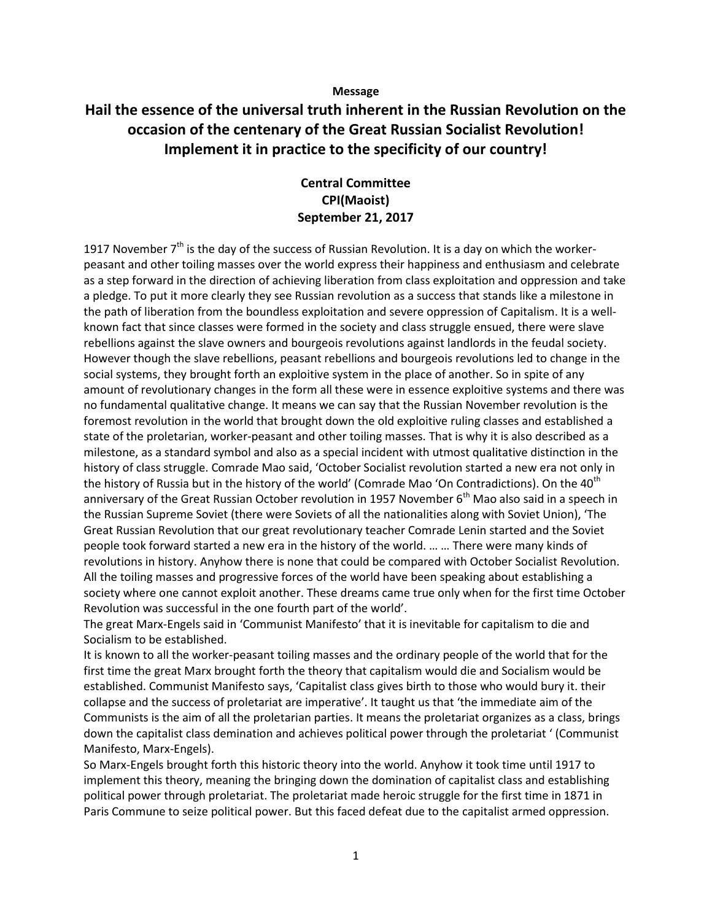**Message**

# Hail the essence of the universal truth inherent in the Russian Revolution on the occasion of the centenary of the Great Russian Socialist Revolution! Implement it in practice to the specificity of our country!

**Central Committee**
**CPI(Maoist)**
**September 21, 2017**

1917 November 7th is the day of the success of Russian Revolution. It is a day on which the worker-peasant and other toiling masses over the world express their happiness and enthusiasm and celebrate as a step forward in the direction of achieving liberation from class exploitation and oppression and take a pledge. To put it more clearly they see Russian revolution as a success that stands like a milestone in the path of liberation from the boundless exploitation and severe oppression of Capitalism. It is a well-known fact that since classes were formed in the society and class struggle ensued, there were slave rebellions against the slave owners and bourgeois revolutions against landlords in the feudal society. However though the slave rebellions, peasant rebellions and bourgeois revolutions led to change in the social systems, they brought forth an exploitive system in the place of another. So in spite of any amount of revolutionary changes in the form all these were in essence exploitive systems and there was no fundamental qualitative change. It means we can say that the Russian November revolution is the foremost revolution in the world that brought down the old exploitive ruling classes and established a state of the proletarian, worker-peasant and other toiling masses. That is why it is also described as a milestone, as a standard symbol and also as a special incident with utmost qualitative distinction in the history of class struggle. Comrade Mao said, 'October Socialist revolution started a new era not only in the history of Russia but in the history of the world' (Comrade Mao 'On Contradictions). On the 40th anniversary of the Great Russian October revolution in 1957 November 6th Mao also said in a speech in the Russian Supreme Soviet (there were Soviets of all the nationalities along with Soviet Union), 'The Great Russian Revolution that our great revolutionary teacher Comrade Lenin started and the Soviet people took forward started a new era in the history of the world. … … There were many kinds of revolutions in history. Anyhow there is none that could be compared with October Socialist Revolution. All the toiling masses and progressive forces of the world have been speaking about establishing a society where one cannot exploit another. These dreams came true only when for the first time October Revolution was successful in the one fourth part of the world'.

The great Marx-Engels said in 'Communist Manifesto' that it is inevitable for capitalism to die and Socialism to be established.

It is known to all the worker-peasant toiling masses and the ordinary people of the world that for the first time the great Marx brought forth the theory that capitalism would die and Socialism would be established. Communist Manifesto says, 'Capitalist class gives birth to those who would bury it. their collapse and the success of proletariat are imperative'. It taught us that 'the immediate aim of the Communists is the aim of all the proletarian parties. It means the proletariat organizes as a class, brings down the capitalist class demination and achieves political power through the proletariat ' (Communist Manifesto, Marx-Engels).

So Marx-Engels brought forth this historic theory into the world. Anyhow it took time until 1917 to implement this theory, meaning the bringing down the domination of capitalist class and establishing political power through proletariat. The proletariat made heroic struggle for the first time in 1871 in Paris Commune to seize political power. But this faced defeat due to the capitalist armed oppression.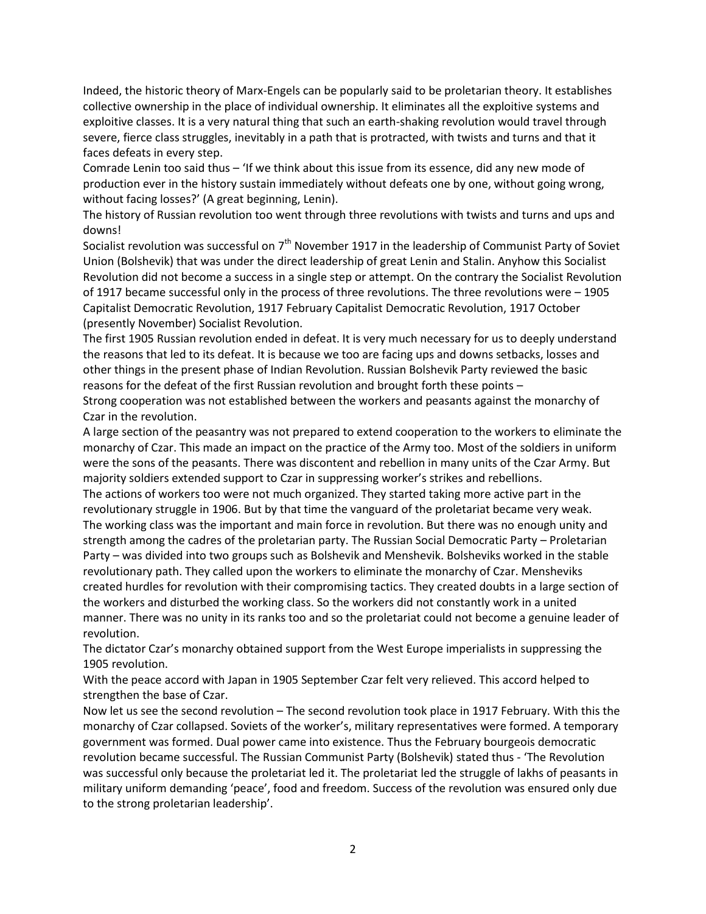Indeed, the historic theory of Marx-Engels can be popularly said to be proletarian theory. It establishes collective ownership in the place of individual ownership. It eliminates all the exploitive systems and exploitive classes. It is a very natural thing that such an earth-shaking revolution would travel through severe, fierce class struggles, inevitably in a path that is protracted, with twists and turns and that it faces defeats in every step.

Comrade Lenin too said thus – 'If we think about this issue from its essence, did any new mode of production ever in the history sustain immediately without defeats one by one, without going wrong, without facing losses?' (A great beginning, Lenin).

The history of Russian revolution too went through three revolutions with twists and turns and ups and downs!

Socialist revolution was successful on 7th November 1917 in the leadership of Communist Party of Soviet Union (Bolshevik) that was under the direct leadership of great Lenin and Stalin. Anyhow this Socialist Revolution did not become a success in a single step or attempt. On the contrary the Socialist Revolution of 1917 became successful only in the process of three revolutions. The three revolutions were – 1905 Capitalist Democratic Revolution, 1917 February Capitalist Democratic Revolution, 1917 October (presently November) Socialist Revolution.

The first 1905 Russian revolution ended in defeat. It is very much necessary for us to deeply understand the reasons that led to its defeat. It is because we too are facing ups and downs setbacks, losses and other things in the present phase of Indian Revolution. Russian Bolshevik Party reviewed the basic reasons for the defeat of the first Russian revolution and brought forth these points –

Strong cooperation was not established between the workers and peasants against the monarchy of Czar in the revolution.

A large section of the peasantry was not prepared to extend cooperation to the workers to eliminate the monarchy of Czar. This made an impact on the practice of the Army too. Most of the soldiers in uniform were the sons of the peasants. There was discontent and rebellion in many units of the Czar Army. But majority soldiers extended support to Czar in suppressing worker's strikes and rebellions.

The actions of workers too were not much organized. They started taking more active part in the revolutionary struggle in 1906. But by that time the vanguard of the proletariat became very weak.

The working class was the important and main force in revolution. But there was no enough unity and strength among the cadres of the proletarian party. The Russian Social Democratic Party – Proletarian Party – was divided into two groups such as Bolshevik and Menshevik. Bolsheviks worked in the stable revolutionary path. They called upon the workers to eliminate the monarchy of Czar. Mensheviks created hurdles for revolution with their compromising tactics. They created doubts in a large section of the workers and disturbed the working class. So the workers did not constantly work in a united manner. There was no unity in its ranks too and so the proletariat could not become a genuine leader of revolution.

The dictator Czar's monarchy obtained support from the West Europe imperialists in suppressing the 1905 revolution.

With the peace accord with Japan in 1905 September Czar felt very relieved. This accord helped to strengthen the base of Czar.

Now let us see the second revolution – The second revolution took place in 1917 February. With this the monarchy of Czar collapsed. Soviets of the worker's, military representatives were formed. A temporary government was formed. Dual power came into existence. Thus the February bourgeois democratic revolution became successful. The Russian Communist Party (Bolshevik) stated thus - 'The Revolution was successful only because the proletariat led it. The proletariat led the struggle of lakhs of peasants in military uniform demanding 'peace', food and freedom. Success of the revolution was ensured only due to the strong proletarian leadership'.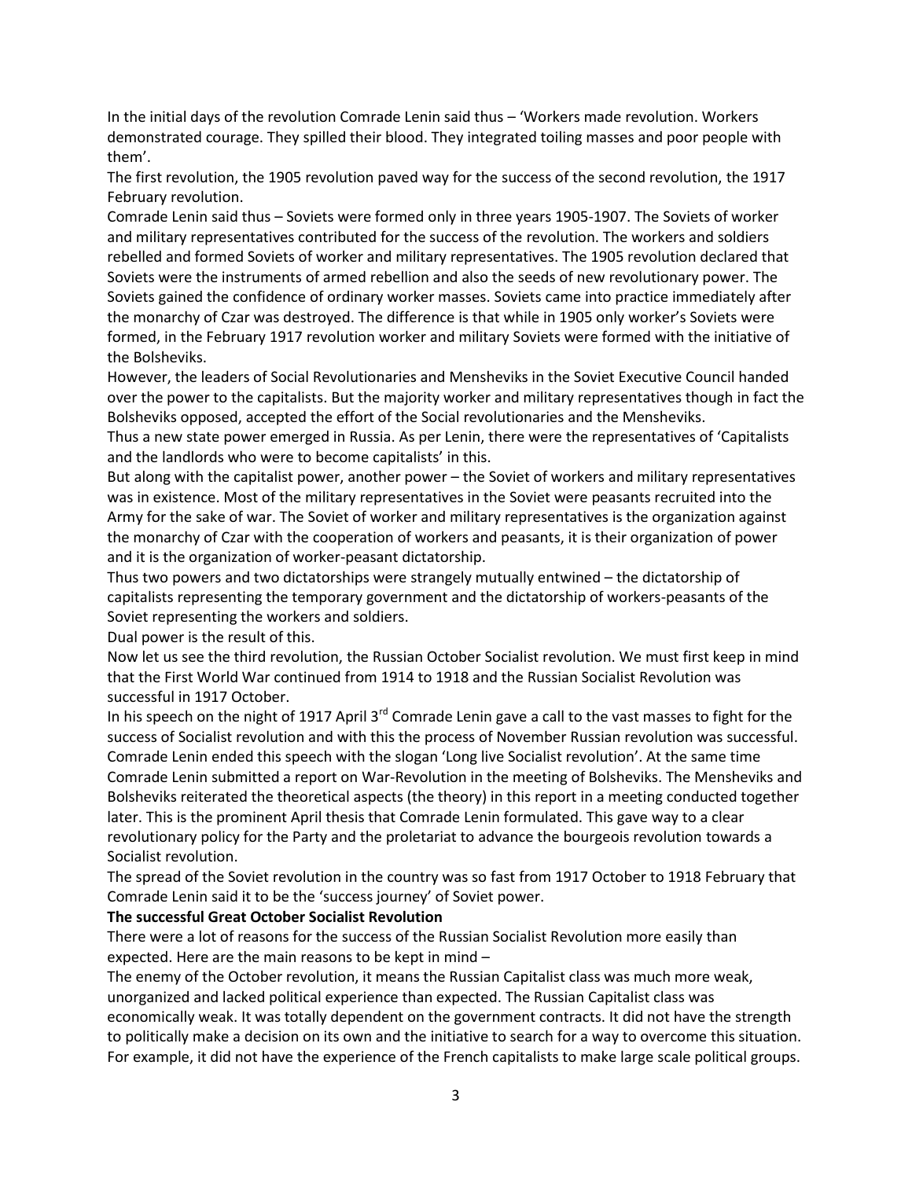In the initial days of the revolution Comrade Lenin said thus – 'Workers made revolution. Workers demonstrated courage. They spilled their blood. They integrated toiling masses and poor people with them'.

The first revolution, the 1905 revolution paved way for the success of the second revolution, the 1917 February revolution.

Comrade Lenin said thus – Soviets were formed only in three years 1905-1907. The Soviets of worker and military representatives contributed for the success of the revolution. The workers and soldiers rebelled and formed Soviets of worker and military representatives. The 1905 revolution declared that Soviets were the instruments of armed rebellion and also the seeds of new revolutionary power. The Soviets gained the confidence of ordinary worker masses. Soviets came into practice immediately after the monarchy of Czar was destroyed. The difference is that while in 1905 only worker's Soviets were formed, in the February 1917 revolution worker and military Soviets were formed with the initiative of the Bolsheviks.

However, the leaders of Social Revolutionaries and Mensheviks in the Soviet Executive Council handed over the power to the capitalists. But the majority worker and military representatives though in fact the Bolsheviks opposed, accepted the effort of the Social revolutionaries and the Mensheviks.

Thus a new state power emerged in Russia. As per Lenin, there were the representatives of 'Capitalists and the landlords who were to become capitalists' in this.

But along with the capitalist power, another power – the Soviet of workers and military representatives was in existence. Most of the military representatives in the Soviet were peasants recruited into the Army for the sake of war. The Soviet of worker and military representatives is the organization against the monarchy of Czar with the cooperation of workers and peasants, it is their organization of power and it is the organization of worker-peasant dictatorship.

Thus two powers and two dictatorships were strangely mutually entwined – the dictatorship of capitalists representing the temporary government and the dictatorship of workers-peasants of the Soviet representing the workers and soldiers.

Dual power is the result of this.

Now let us see the third revolution, the Russian October Socialist revolution. We must first keep in mind that the First World War continued from 1914 to 1918 and the Russian Socialist Revolution was successful in 1917 October.

In his speech on the night of 1917 April 3rd Comrade Lenin gave a call to the vast masses to fight for the success of Socialist revolution and with this the process of November Russian revolution was successful. Comrade Lenin ended this speech with the slogan 'Long live Socialist revolution'. At the same time Comrade Lenin submitted a report on War-Revolution in the meeting of Bolsheviks. The Mensheviks and Bolsheviks reiterated the theoretical aspects (the theory) in this report in a meeting conducted together later. This is the prominent April thesis that Comrade Lenin formulated. This gave way to a clear revolutionary policy for the Party and the proletariat to advance the bourgeois revolution towards a Socialist revolution.

The spread of the Soviet revolution in the country was so fast from 1917 October to 1918 February that Comrade Lenin said it to be the 'success journey' of Soviet power.

**The successful Great October Socialist Revolution**

There were a lot of reasons for the success of the Russian Socialist Revolution more easily than expected. Here are the main reasons to be kept in mind –

The enemy of the October revolution, it means the Russian Capitalist class was much more weak, unorganized and lacked political experience than expected. The Russian Capitalist class was economically weak. It was totally dependent on the government contracts. It did not have the strength to politically make a decision on its own and the initiative to search for a way to overcome this situation. For example, it did not have the experience of the French capitalists to make large scale political groups.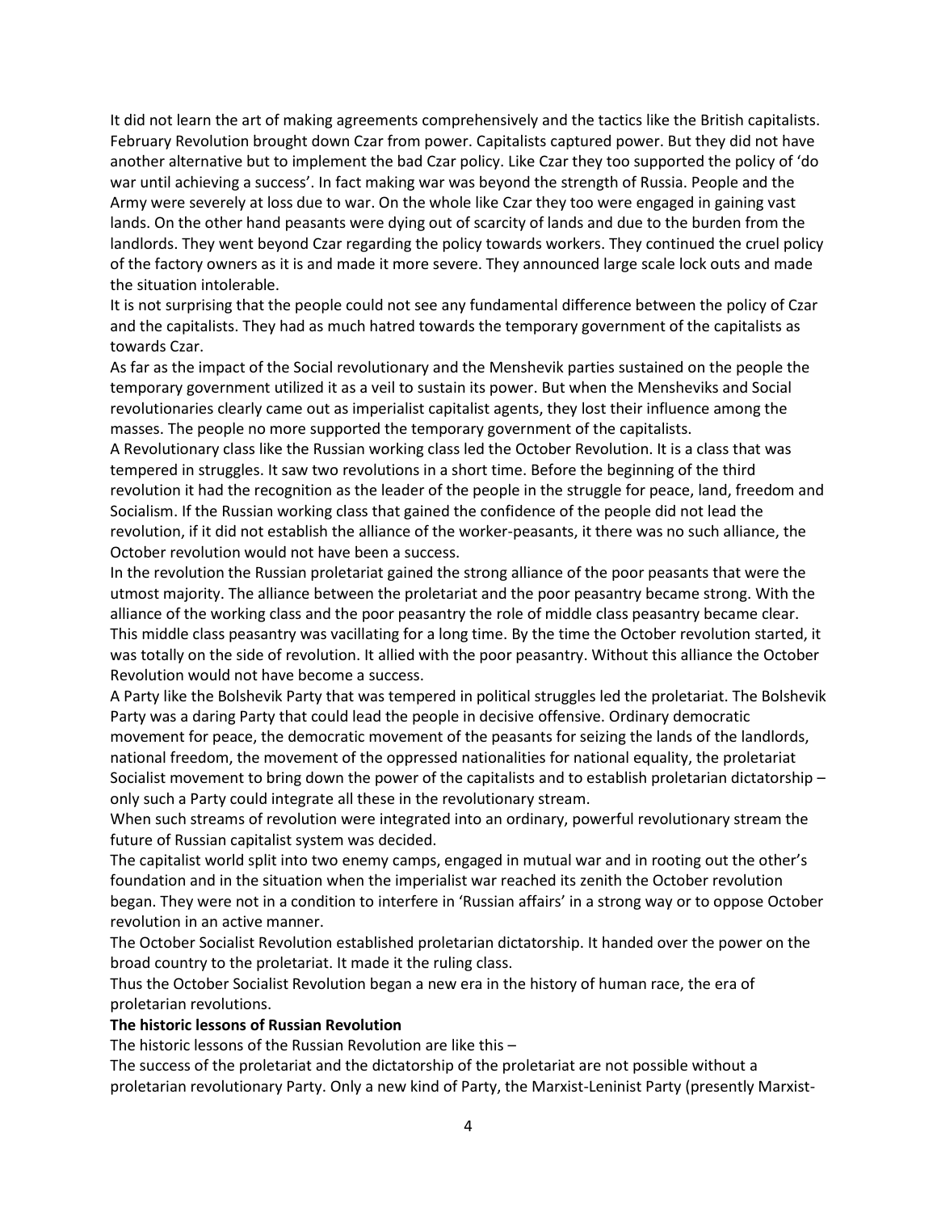It did not learn the art of making agreements comprehensively and the tactics like the British capitalists. February Revolution brought down Czar from power. Capitalists captured power. But they did not have another alternative but to implement the bad Czar policy. Like Czar they too supported the policy of 'do war until achieving a success'. In fact making war was beyond the strength of Russia. People and the Army were severely at loss due to war. On the whole like Czar they too were engaged in gaining vast lands. On the other hand peasants were dying out of scarcity of lands and due to the burden from the landlords. They went beyond Czar regarding the policy towards workers. They continued the cruel policy of the factory owners as it is and made it more severe. They announced large scale lock outs and made the situation intolerable.

It is not surprising that the people could not see any fundamental difference between the policy of Czar and the capitalists. They had as much hatred towards the temporary government of the capitalists as towards Czar.

As far as the impact of the Social revolutionary and the Menshevik parties sustained on the people the temporary government utilized it as a veil to sustain its power. But when the Mensheviks and Social revolutionaries clearly came out as imperialist capitalist agents, they lost their influence among the masses. The people no more supported the temporary government of the capitalists.

A Revolutionary class like the Russian working class led the October Revolution. It is a class that was tempered in struggles. It saw two revolutions in a short time. Before the beginning of the third revolution it had the recognition as the leader of the people in the struggle for peace, land, freedom and Socialism. If the Russian working class that gained the confidence of the people did not lead the revolution, if it did not establish the alliance of the worker-peasants, it there was no such alliance, the October revolution would not have been a success.

In the revolution the Russian proletariat gained the strong alliance of the poor peasants that were the utmost majority. The alliance between the proletariat and the poor peasantry became strong. With the alliance of the working class and the poor peasantry the role of middle class peasantry became clear. This middle class peasantry was vacillating for a long time. By the time the October revolution started, it was totally on the side of revolution. It allied with the poor peasantry. Without this alliance the October Revolution would not have become a success.

A Party like the Bolshevik Party that was tempered in political struggles led the proletariat. The Bolshevik Party was a daring Party that could lead the people in decisive offensive. Ordinary democratic movement for peace, the democratic movement of the peasants for seizing the lands of the landlords, national freedom, the movement of the oppressed nationalities for national equality, the proletariat Socialist movement to bring down the power of the capitalists and to establish proletarian dictatorship – only such a Party could integrate all these in the revolutionary stream.

When such streams of revolution were integrated into an ordinary, powerful revolutionary stream the future of Russian capitalist system was decided.

The capitalist world split into two enemy camps, engaged in mutual war and in rooting out the other's foundation and in the situation when the imperialist war reached its zenith the October revolution began. They were not in a condition to interfere in 'Russian affairs' in a strong way or to oppose October revolution in an active manner.

The October Socialist Revolution established proletarian dictatorship. It handed over the power on the broad country to the proletariat. It made it the ruling class.

Thus the October Socialist Revolution began a new era in the history of human race, the era of proletarian revolutions.

**The historic lessons of Russian Revolution**

The historic lessons of the Russian Revolution are like this –

The success of the proletariat and the dictatorship of the proletariat are not possible without a proletarian revolutionary Party. Only a new kind of Party, the Marxist-Leninist Party (presently Marxist-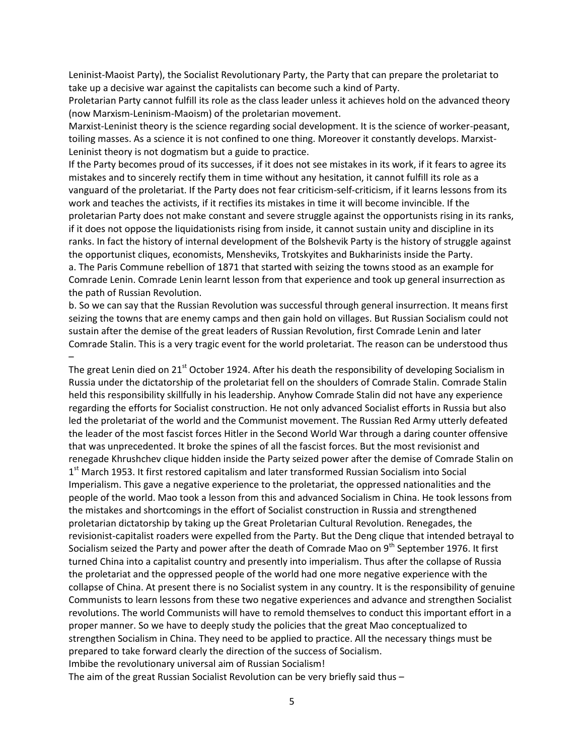Leninist-Maoist Party), the Socialist Revolutionary Party, the Party that can prepare the proletariat to take up a decisive war against the capitalists can become such a kind of Party.

Proletarian Party cannot fulfill its role as the class leader unless it achieves hold on the advanced theory (now Marxism-Leninism-Maoism) of the proletarian movement.

Marxist-Leninist theory is the science regarding social development. It is the science of worker-peasant, toiling masses. As a science it is not confined to one thing. Moreover it constantly develops. Marxist-Leninist theory is not dogmatism but a guide to practice.

If the Party becomes proud of its successes, if it does not see mistakes in its work, if it fears to agree its mistakes and to sincerely rectify them in time without any hesitation, it cannot fulfill its role as a vanguard of the proletariat. If the Party does not fear criticism-self-criticism, if it learns lessons from its work and teaches the activists, if it rectifies its mistakes in time it will become invincible. If the proletarian Party does not make constant and severe struggle against the opportunists rising in its ranks, if it does not oppose the liquidationists rising from inside, it cannot sustain unity and discipline in its ranks. In fact the history of internal development of the Bolshevik Party is the history of struggle against the opportunist cliques, economists, Mensheviks, Trotskyites and Bukharinists inside the Party.

a. The Paris Commune rebellion of 1871 that started with seizing the towns stood as an example for Comrade Lenin. Comrade Lenin learnt lesson from that experience and took up general insurrection as the path of Russian Revolution.

b. So we can say that the Russian Revolution was successful through general insurrection. It means first seizing the towns that are enemy camps and then gain hold on villages. But Russian Socialism could not sustain after the demise of the great leaders of Russian Revolution, first Comrade Lenin and later Comrade Stalin. This is a very tragic event for the world proletariat. The reason can be understood thus –

The great Lenin died on 21st October 1924. After his death the responsibility of developing Socialism in Russia under the dictatorship of the proletariat fell on the shoulders of Comrade Stalin. Comrade Stalin held this responsibility skillfully in his leadership. Anyhow Comrade Stalin did not have any experience regarding the efforts for Socialist construction. He not only advanced Socialist efforts in Russia but also led the proletariat of the world and the Communist movement. The Russian Red Army utterly defeated the leader of the most fascist forces Hitler in the Second World War through a daring counter offensive that was unprecedented. It broke the spines of all the fascist forces. But the most revisionist and renegade Khrushchev clique hidden inside the Party seized power after the demise of Comrade Stalin on 1st March 1953. It first restored capitalism and later transformed Russian Socialism into Social Imperialism. This gave a negative experience to the proletariat, the oppressed nationalities and the people of the world. Mao took a lesson from this and advanced Socialism in China. He took lessons from the mistakes and shortcomings in the effort of Socialist construction in Russia and strengthened proletarian dictatorship by taking up the Great Proletarian Cultural Revolution. Renegades, the revisionist-capitalist roaders were expelled from the Party. But the Deng clique that intended betrayal to Socialism seized the Party and power after the death of Comrade Mao on 9th September 1976. It first turned China into a capitalist country and presently into imperialism. Thus after the collapse of Russia the proletariat and the oppressed people of the world had one more negative experience with the collapse of China. At present there is no Socialist system in any country. It is the responsibility of genuine Communists to learn lessons from these two negative experiences and advance and strengthen Socialist revolutions. The world Communists will have to remold themselves to conduct this important effort in a proper manner. So we have to deeply study the policies that the great Mao conceptualized to strengthen Socialism in China. They need to be applied to practice. All the necessary things must be prepared to take forward clearly the direction of the success of Socialism.

Imbibe the revolutionary universal aim of Russian Socialism!

The aim of the great Russian Socialist Revolution can be very briefly said thus –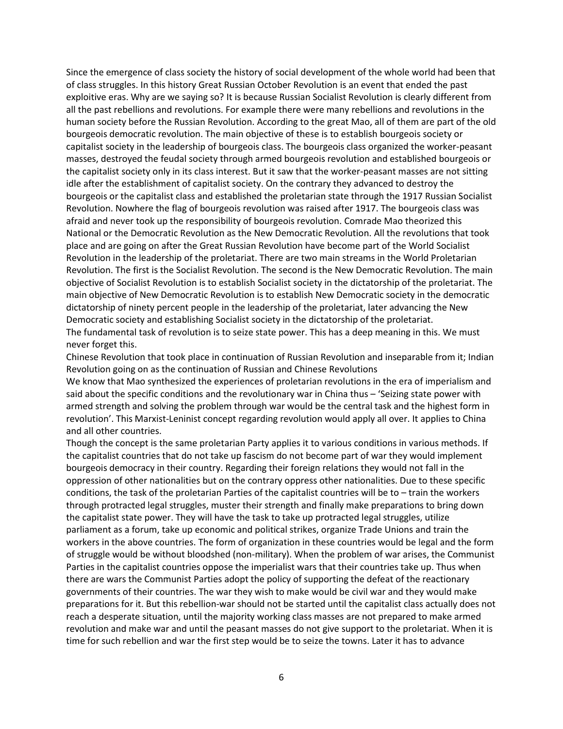Since the emergence of class society the history of social development of the whole world had been that of class struggles. In this history Great Russian October Revolution is an event that ended the past exploitive eras. Why are we saying so? It is because Russian Socialist Revolution is clearly different from all the past rebellions and revolutions. For example there were many rebellions and revolutions in the human society before the Russian Revolution. According to the great Mao, all of them are part of the old bourgeois democratic revolution. The main objective of these is to establish bourgeois society or capitalist society in the leadership of bourgeois class. The bourgeois class organized the worker-peasant masses, destroyed the feudal society through armed bourgeois revolution and established bourgeois or the capitalist society only in its class interest. But it saw that the worker-peasant masses are not sitting idle after the establishment of capitalist society. On the contrary they advanced to destroy the bourgeois or the capitalist class and established the proletarian state through the 1917 Russian Socialist Revolution. Nowhere the flag of bourgeois revolution was raised after 1917. The bourgeois class was afraid and never took up the responsibility of bourgeois revolution. Comrade Mao theorized this National or the Democratic Revolution as the New Democratic Revolution. All the revolutions that took place and are going on after the Great Russian Revolution have become part of the World Socialist Revolution in the leadership of the proletariat. There are two main streams in the World Proletarian Revolution. The first is the Socialist Revolution. The second is the New Democratic Revolution. The main objective of Socialist Revolution is to establish Socialist society in the dictatorship of the proletariat. The main objective of New Democratic Revolution is to establish New Democratic society in the democratic dictatorship of ninety percent people in the leadership of the proletariat, later advancing the New Democratic society and establishing Socialist society in the dictatorship of the proletariat.

The fundamental task of revolution is to seize state power. This has a deep meaning in this. We must never forget this.

Chinese Revolution that took place in continuation of Russian Revolution and inseparable from it; Indian Revolution going on as the continuation of Russian and Chinese Revolutions

We know that Mao synthesized the experiences of proletarian revolutions in the era of imperialism and said about the specific conditions and the revolutionary war in China thus – 'Seizing state power with armed strength and solving the problem through war would be the central task and the highest form in revolution'. This Marxist-Leninist concept regarding revolution would apply all over. It applies to China and all other countries.

Though the concept is the same proletarian Party applies it to various conditions in various methods. If the capitalist countries that do not take up fascism do not become part of war they would implement bourgeois democracy in their country. Regarding their foreign relations they would not fall in the oppression of other nationalities but on the contrary oppress other nationalities. Due to these specific conditions, the task of the proletarian Parties of the capitalist countries will be to – train the workers through protracted legal struggles, muster their strength and finally make preparations to bring down the capitalist state power. They will have the task to take up protracted legal struggles, utilize parliament as a forum, take up economic and political strikes, organize Trade Unions and train the workers in the above countries. The form of organization in these countries would be legal and the form of struggle would be without bloodshed (non-military). When the problem of war arises, the Communist Parties in the capitalist countries oppose the imperialist wars that their countries take up. Thus when there are wars the Communist Parties adopt the policy of supporting the defeat of the reactionary governments of their countries. The war they wish to make would be civil war and they would make preparations for it. But this rebellion-war should not be started until the capitalist class actually does not reach a desperate situation, until the majority working class masses are not prepared to make armed revolution and make war and until the peasant masses do not give support to the proletariat. When it is time for such rebellion and war the first step would be to seize the towns. Later it has to advance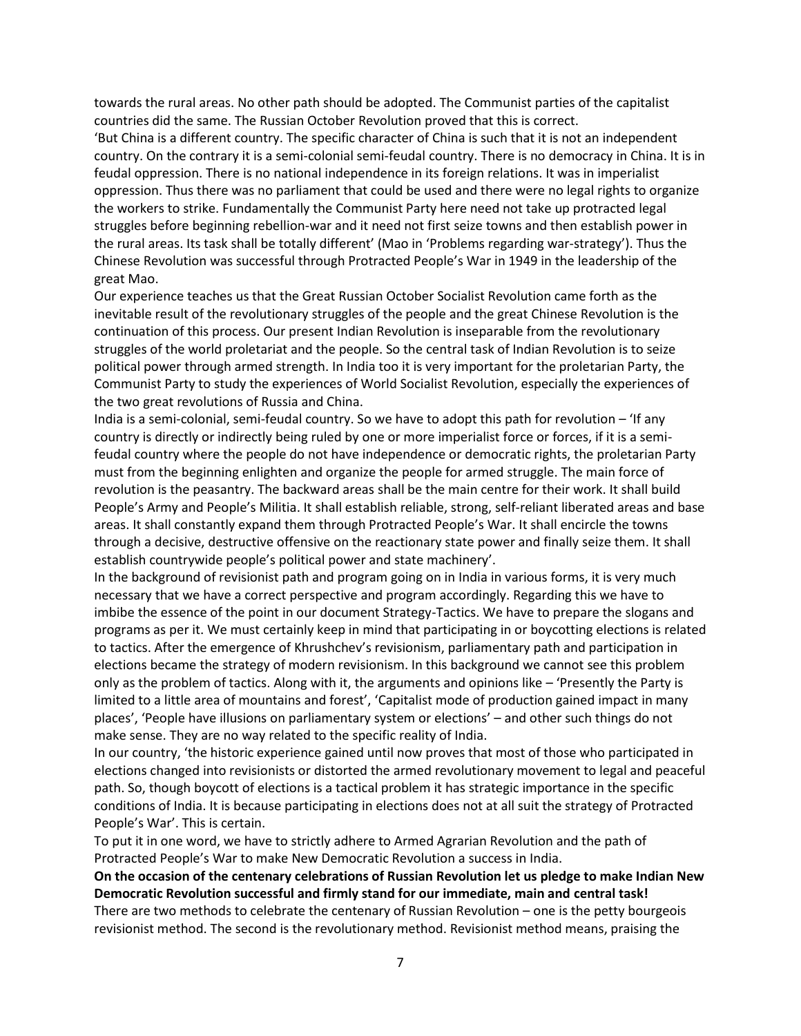towards the rural areas. No other path should be adopted. The Communist parties of the capitalist countries did the same. The Russian October Revolution proved that this is correct.

'But China is a different country. The specific character of China is such that it is not an independent country. On the contrary it is a semi-colonial semi-feudal country. There is no democracy in China. It is in feudal oppression. There is no national independence in its foreign relations. It was in imperialist oppression. Thus there was no parliament that could be used and there were no legal rights to organize the workers to strike. Fundamentally the Communist Party here need not take up protracted legal struggles before beginning rebellion-war and it need not first seize towns and then establish power in the rural areas. Its task shall be totally different' (Mao in 'Problems regarding war-strategy'). Thus the Chinese Revolution was successful through Protracted People's War in 1949 in the leadership of the great Mao.

Our experience teaches us that the Great Russian October Socialist Revolution came forth as the inevitable result of the revolutionary struggles of the people and the great Chinese Revolution is the continuation of this process. Our present Indian Revolution is inseparable from the revolutionary struggles of the world proletariat and the people. So the central task of Indian Revolution is to seize political power through armed strength. In India too it is very important for the proletarian Party, the Communist Party to study the experiences of World Socialist Revolution, especially the experiences of the two great revolutions of Russia and China.

India is a semi-colonial, semi-feudal country. So we have to adopt this path for revolution – 'If any country is directly or indirectly being ruled by one or more imperialist force or forces, if it is a semi-feudal country where the people do not have independence or democratic rights, the proletarian Party must from the beginning enlighten and organize the people for armed struggle. The main force of revolution is the peasantry. The backward areas shall be the main centre for their work. It shall build People's Army and People's Militia. It shall establish reliable, strong, self-reliant liberated areas and base areas. It shall constantly expand them through Protracted People's War. It shall encircle the towns through a decisive, destructive offensive on the reactionary state power and finally seize them. It shall establish countrywide people's political power and state machinery'.

In the background of revisionist path and program going on in India in various forms, it is very much necessary that we have a correct perspective and program accordingly. Regarding this we have to imbibe the essence of the point in our document Strategy-Tactics. We have to prepare the slogans and programs as per it. We must certainly keep in mind that participating in or boycotting elections is related to tactics. After the emergence of Khrushchev's revisionism, parliamentary path and participation in elections became the strategy of modern revisionism. In this background we cannot see this problem only as the problem of tactics. Along with it, the arguments and opinions like – 'Presently the Party is limited to a little area of mountains and forest', 'Capitalist mode of production gained impact in many places', 'People have illusions on parliamentary system or elections' – and other such things do not make sense. They are no way related to the specific reality of India.

In our country, 'the historic experience gained until now proves that most of those who participated in elections changed into revisionists or distorted the armed revolutionary movement to legal and peaceful path. So, though boycott of elections is a tactical problem it has strategic importance in the specific conditions of India. It is because participating in elections does not at all suit the strategy of Protracted People's War'. This is certain.

To put it in one word, we have to strictly adhere to Armed Agrarian Revolution and the path of Protracted People's War to make New Democratic Revolution a success in India.

**On the occasion of the centenary celebrations of Russian Revolution let us pledge to make Indian New Democratic Revolution successful and firmly stand for our immediate, main and central task!**

There are two methods to celebrate the centenary of Russian Revolution – one is the petty bourgeois revisionist method. The second is the revolutionary method. Revisionist method means, praising the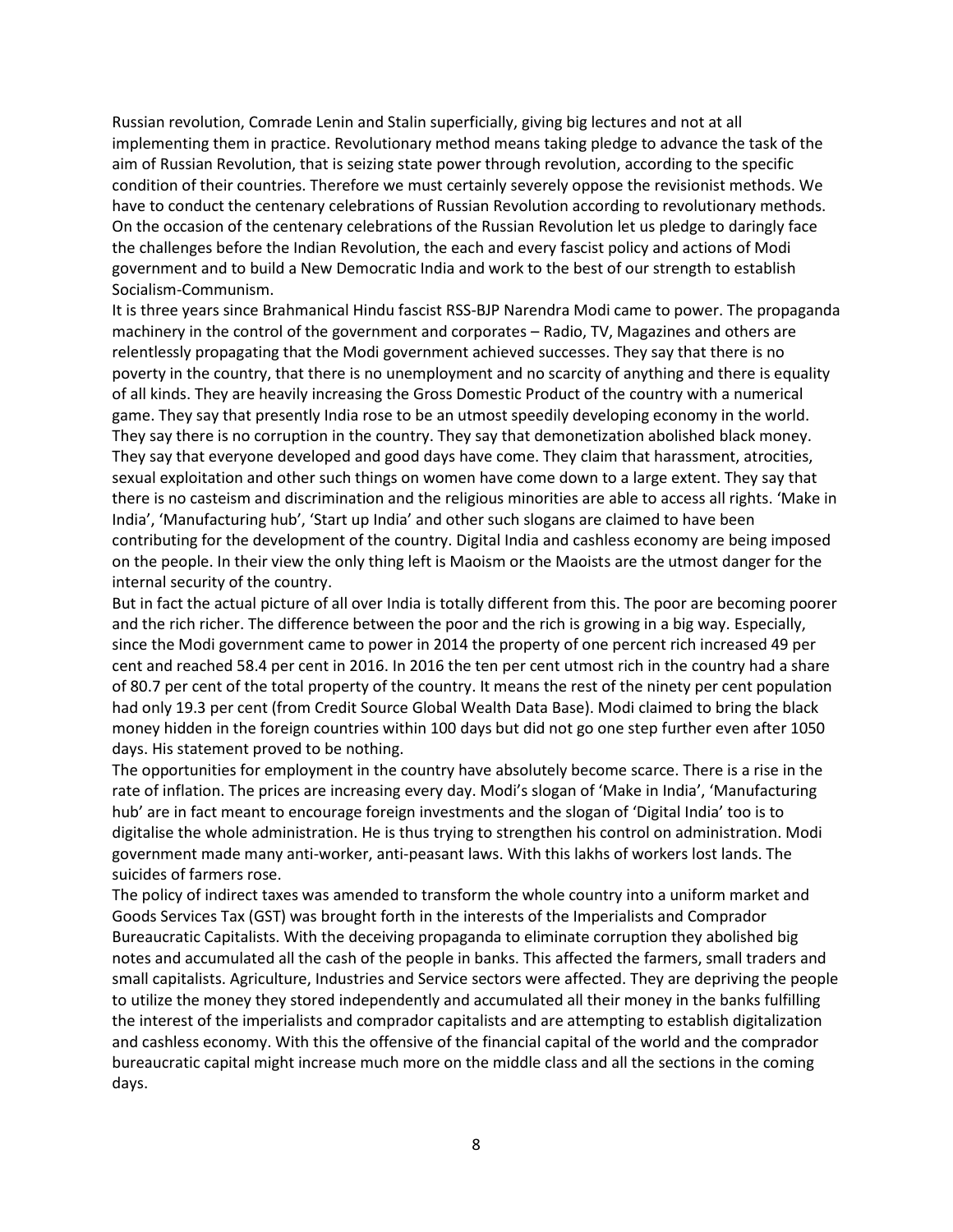Russian revolution, Comrade Lenin and Stalin superficially, giving big lectures and not at all implementing them in practice. Revolutionary method means taking pledge to advance the task of the aim of Russian Revolution, that is seizing state power through revolution, according to the specific condition of their countries. Therefore we must certainly severely oppose the revisionist methods. We have to conduct the centenary celebrations of Russian Revolution according to revolutionary methods. On the occasion of the centenary celebrations of the Russian Revolution let us pledge to daringly face the challenges before the Indian Revolution, the each and every fascist policy and actions of Modi government and to build a New Democratic India and work to the best of our strength to establish Socialism-Communism.

It is three years since Brahmanical Hindu fascist RSS-BJP Narendra Modi came to power. The propaganda machinery in the control of the government and corporates – Radio, TV, Magazines and others are relentlessly propagating that the Modi government achieved successes. They say that there is no poverty in the country, that there is no unemployment and no scarcity of anything and there is equality of all kinds. They are heavily increasing the Gross Domestic Product of the country with a numerical game. They say that presently India rose to be an utmost speedily developing economy in the world. They say there is no corruption in the country. They say that demonetization abolished black money. They say that everyone developed and good days have come. They claim that harassment, atrocities, sexual exploitation and other such things on women have come down to a large extent. They say that there is no casteism and discrimination and the religious minorities are able to access all rights. 'Make in India', 'Manufacturing hub', 'Start up India' and other such slogans are claimed to have been contributing for the development of the country. Digital India and cashless economy are being imposed on the people. In their view the only thing left is Maoism or the Maoists are the utmost danger for the internal security of the country.

But in fact the actual picture of all over India is totally different from this. The poor are becoming poorer and the rich richer. The difference between the poor and the rich is growing in a big way. Especially, since the Modi government came to power in 2014 the property of one percent rich increased 49 per cent and reached 58.4 per cent in 2016. In 2016 the ten per cent utmost rich in the country had a share of 80.7 per cent of the total property of the country. It means the rest of the ninety per cent population had only 19.3 per cent (from Credit Source Global Wealth Data Base). Modi claimed to bring the black money hidden in the foreign countries within 100 days but did not go one step further even after 1050 days. His statement proved to be nothing.

The opportunities for employment in the country have absolutely become scarce. There is a rise in the rate of inflation. The prices are increasing every day. Modi's slogan of 'Make in India', 'Manufacturing hub' are in fact meant to encourage foreign investments and the slogan of 'Digital India' too is to digitalise the whole administration. He is thus trying to strengthen his control on administration. Modi government made many anti-worker, anti-peasant laws. With this lakhs of workers lost lands. The suicides of farmers rose.

The policy of indirect taxes was amended to transform the whole country into a uniform market and Goods Services Tax (GST) was brought forth in the interests of the Imperialists and Comprador Bureaucratic Capitalists. With the deceiving propaganda to eliminate corruption they abolished big notes and accumulated all the cash of the people in banks. This affected the farmers, small traders and small capitalists. Agriculture, Industries and Service sectors were affected. They are depriving the people to utilize the money they stored independently and accumulated all their money in the banks fulfilling the interest of the imperialists and comprador capitalists and are attempting to establish digitalization and cashless economy. With this the offensive of the financial capital of the world and the comprador bureaucratic capital might increase much more on the middle class and all the sections in the coming days.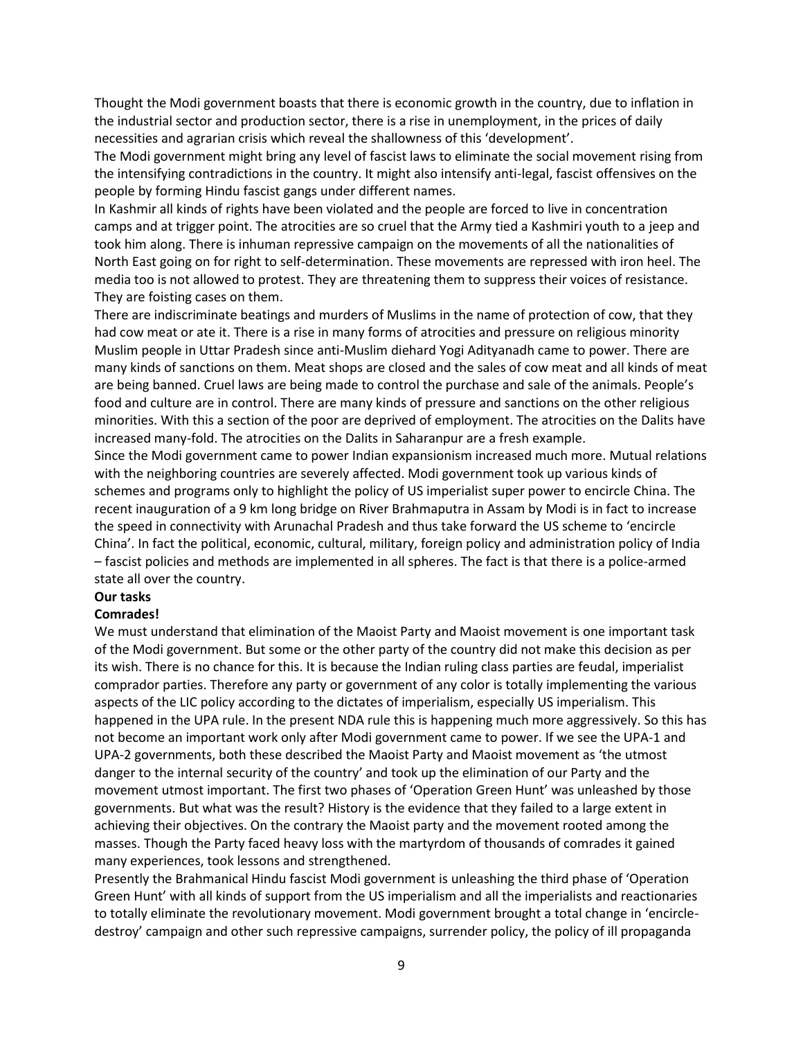Thought the Modi government boasts that there is economic growth in the country, due to inflation in the industrial sector and production sector, there is a rise in unemployment, in the prices of daily necessities and agrarian crisis which reveal the shallowness of this 'development'.

The Modi government might bring any level of fascist laws to eliminate the social movement rising from the intensifying contradictions in the country. It might also intensify anti-legal, fascist offensives on the people by forming Hindu fascist gangs under different names.

In Kashmir all kinds of rights have been violated and the people are forced to live in concentration camps and at trigger point. The atrocities are so cruel that the Army tied a Kashmiri youth to a jeep and took him along. There is inhuman repressive campaign on the movements of all the nationalities of North East going on for right to self-determination. These movements are repressed with iron heel. The media too is not allowed to protest. They are threatening them to suppress their voices of resistance. They are foisting cases on them.

There are indiscriminate beatings and murders of Muslims in the name of protection of cow, that they had cow meat or ate it. There is a rise in many forms of atrocities and pressure on religious minority Muslim people in Uttar Pradesh since anti-Muslim diehard Yogi Adityanadh came to power. There are many kinds of sanctions on them. Meat shops are closed and the sales of cow meat and all kinds of meat are being banned. Cruel laws are being made to control the purchase and sale of the animals. People's food and culture are in control. There are many kinds of pressure and sanctions on the other religious minorities. With this a section of the poor are deprived of employment. The atrocities on the Dalits have increased many-fold. The atrocities on the Dalits in Saharanpur are a fresh example.

Since the Modi government came to power Indian expansionism increased much more. Mutual relations with the neighboring countries are severely affected. Modi government took up various kinds of schemes and programs only to highlight the policy of US imperialist super power to encircle China. The recent inauguration of a 9 km long bridge on River Brahmaputra in Assam by Modi is in fact to increase the speed in connectivity with Arunachal Pradesh and thus take forward the US scheme to 'encircle China'. In fact the political, economic, cultural, military, foreign policy and administration policy of India – fascist policies and methods are implemented in all spheres. The fact is that there is a police-armed state all over the country.

**Our tasks**

**Comrades!**

We must understand that elimination of the Maoist Party and Maoist movement is one important task of the Modi government. But some or the other party of the country did not make this decision as per its wish. There is no chance for this. It is because the Indian ruling class parties are feudal, imperialist comprador parties. Therefore any party or government of any color is totally implementing the various aspects of the LIC policy according to the dictates of imperialism, especially US imperialism. This happened in the UPA rule. In the present NDA rule this is happening much more aggressively. So this has not become an important work only after Modi government came to power. If we see the UPA-1 and UPA-2 governments, both these described the Maoist Party and Maoist movement as 'the utmost danger to the internal security of the country' and took up the elimination of our Party and the movement utmost important. The first two phases of 'Operation Green Hunt' was unleashed by those governments. But what was the result? History is the evidence that they failed to a large extent in achieving their objectives. On the contrary the Maoist party and the movement rooted among the masses. Though the Party faced heavy loss with the martyrdom of thousands of comrades it gained many experiences, took lessons and strengthened.

Presently the Brahmanical Hindu fascist Modi government is unleashing the third phase of 'Operation Green Hunt' with all kinds of support from the US imperialism and all the imperialists and reactionaries to totally eliminate the revolutionary movement. Modi government brought a total change in 'encircle-destroy' campaign and other such repressive campaigns, surrender policy, the policy of ill propaganda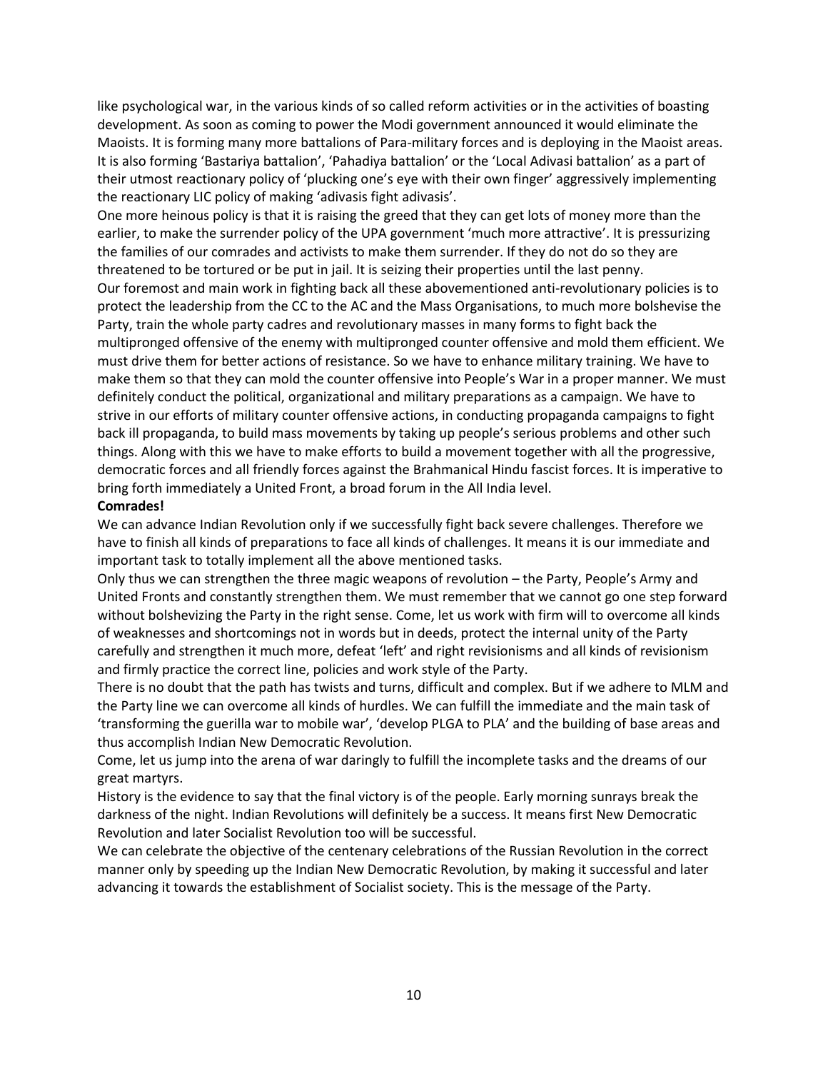like psychological war, in the various kinds of so called reform activities or in the activities of boasting development. As soon as coming to power the Modi government announced it would eliminate the Maoists. It is forming many more battalions of Para-military forces and is deploying in the Maoist areas. It is also forming 'Bastariya battalion', 'Pahadiya battalion' or the 'Local Adivasi battalion' as a part of their utmost reactionary policy of 'plucking one's eye with their own finger' aggressively implementing the reactionary LIC policy of making 'adivasis fight adivasis'.

One more heinous policy is that it is raising the greed that they can get lots of money more than the earlier, to make the surrender policy of the UPA government 'much more attractive'. It is pressurizing the families of our comrades and activists to make them surrender. If they do not do so they are threatened to be tortured or be put in jail. It is seizing their properties until the last penny.

Our foremost and main work in fighting back all these abovementioned anti-revolutionary policies is to protect the leadership from the CC to the AC and the Mass Organisations, to much more bolshevise the Party, train the whole party cadres and revolutionary masses in many forms to fight back the multipronged offensive of the enemy with multipronged counter offensive and mold them efficient. We must drive them for better actions of resistance. So we have to enhance military training. We have to make them so that they can mold the counter offensive into People's War in a proper manner. We must definitely conduct the political, organizational and military preparations as a campaign. We have to strive in our efforts of military counter offensive actions, in conducting propaganda campaigns to fight back ill propaganda, to build mass movements by taking up people's serious problems and other such things. Along with this we have to make efforts to build a movement together with all the progressive, democratic forces and all friendly forces against the Brahmanical Hindu fascist forces. It is imperative to bring forth immediately a United Front, a broad forum in the All India level.

**Comrades!**

We can advance Indian Revolution only if we successfully fight back severe challenges. Therefore we have to finish all kinds of preparations to face all kinds of challenges. It means it is our immediate and important task to totally implement all the above mentioned tasks.

Only thus we can strengthen the three magic weapons of revolution – the Party, People's Army and United Fronts and constantly strengthen them. We must remember that we cannot go one step forward without bolshevizing the Party in the right sense. Come, let us work with firm will to overcome all kinds of weaknesses and shortcomings not in words but in deeds, protect the internal unity of the Party carefully and strengthen it much more, defeat 'left' and right revisionisms and all kinds of revisionism and firmly practice the correct line, policies and work style of the Party.

There is no doubt that the path has twists and turns, difficult and complex. But if we adhere to MLM and the Party line we can overcome all kinds of hurdles. We can fulfill the immediate and the main task of 'transforming the guerilla war to mobile war', 'develop PLGA to PLA' and the building of base areas and thus accomplish Indian New Democratic Revolution.

Come, let us jump into the arena of war daringly to fulfill the incomplete tasks and the dreams of our great martyrs.

History is the evidence to say that the final victory is of the people. Early morning sunrays break the darkness of the night. Indian Revolutions will definitely be a success. It means first New Democratic Revolution and later Socialist Revolution too will be successful.

We can celebrate the objective of the centenary celebrations of the Russian Revolution in the correct manner only by speeding up the Indian New Democratic Revolution, by making it successful and later advancing it towards the establishment of Socialist society. This is the message of the Party.